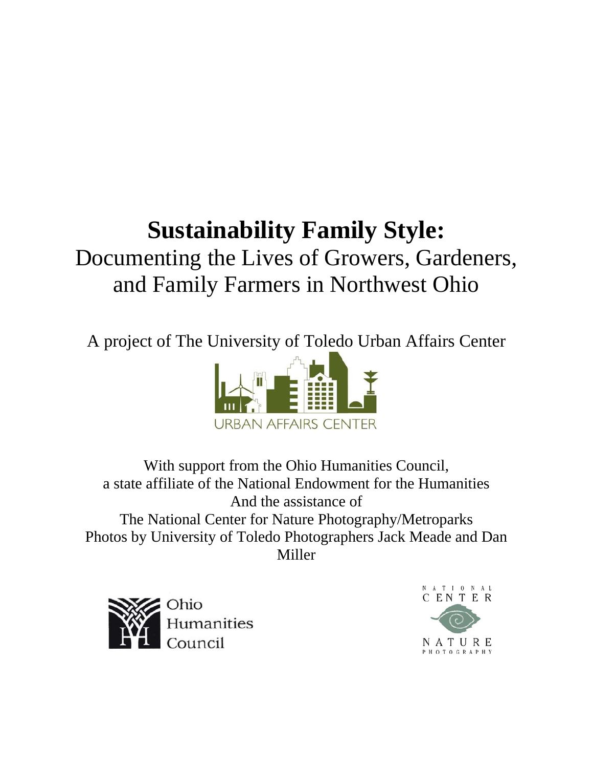# **Sustainability Family Style:**
## Documenting the Lives of Growers, Gardeners, and Family Farmers in Northwest Ohio

A project of The University of Toledo Urban Affairs Center

URBAN AFFAIRS CENTER

With support from the Ohio Humanities Council,
a state affiliate of the National Endowment for the Humanities
And the assistance of
The National Center for Nature Photography/Metroparks
Photos by University of Toledo Photographers Jack Meade and Dan Miller

Ohio Humanities Council

NATIONAL CENTER NATURE PHOTOGRAPHY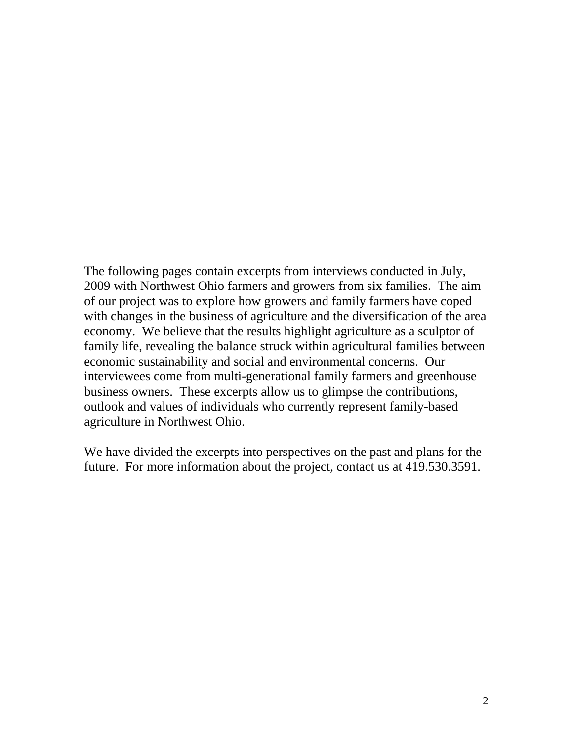The following pages contain excerpts from interviews conducted in July, 2009 with Northwest Ohio farmers and growers from six families. The aim of our project was to explore how growers and family farmers have coped with changes in the business of agriculture and the diversification of the area economy. We believe that the results highlight agriculture as a sculptor of family life, revealing the balance struck within agricultural families between economic sustainability and social and environmental concerns. Our interviewees come from multi-generational family farmers and greenhouse business owners. These excerpts allow us to glimpse the contributions, outlook and values of individuals who currently represent family-based agriculture in Northwest Ohio.

We have divided the excerpts into perspectives on the past and plans for the future. For more information about the project, contact us at 419.530.3591.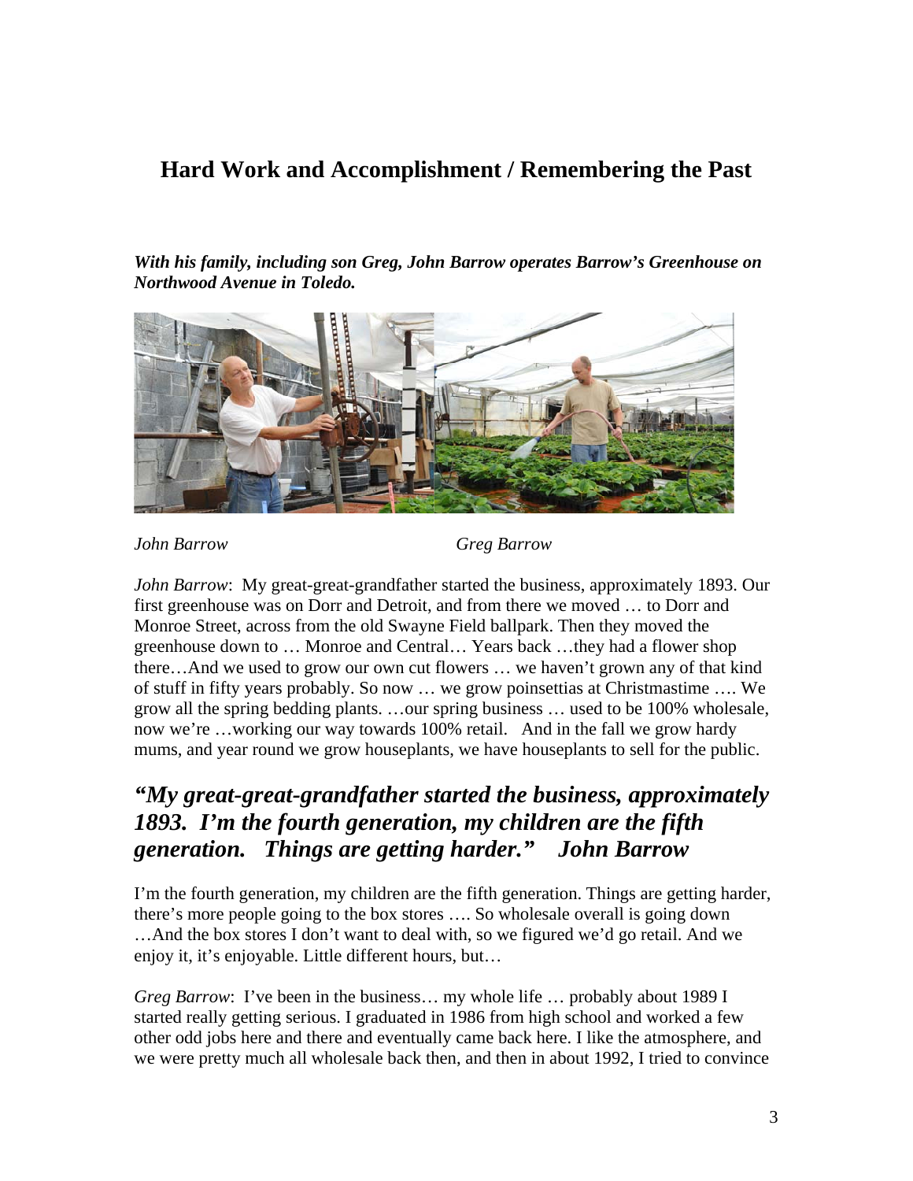## Hard Work and Accomplishment / Remembering the Past

***With his family, including son Greg, John Barrow operates Barrow's Greenhouse on Northwood Avenue in Toledo.***

*John Barrow* *Greg Barrow*

*John Barrow*: My great-great-grandfather started the business, approximately 1893. Our first greenhouse was on Dorr and Detroit, and from there we moved … to Dorr and Monroe Street, across from the old Swayne Field ballpark. Then they moved the greenhouse down to … Monroe and Central… Years back …they had a flower shop there…And we used to grow our own cut flowers … we haven't grown any of that kind of stuff in fifty years probably. So now … we grow poinsettias at Christmastime …. We grow all the spring bedding plants. …our spring business … used to be 100% wholesale, now we're …working our way towards 100% retail. And in the fall we grow hardy mums, and year round we grow houseplants, we have houseplants to sell for the public.

### *"My great-great-grandfather started the business, approximately 1893. I'm the fourth generation, my children are the fifth generation. Things are getting harder." John Barrow*

I'm the fourth generation, my children are the fifth generation. Things are getting harder, there's more people going to the box stores …. So wholesale overall is going down …And the box stores I don't want to deal with, so we figured we'd go retail. And we enjoy it, it's enjoyable. Little different hours, but…

*Greg Barrow*: I've been in the business… my whole life … probably about 1989 I started really getting serious. I graduated in 1986 from high school and worked a few other odd jobs here and there and eventually came back here. I like the atmosphere, and we were pretty much all wholesale back then, and then in about 1992, I tried to convince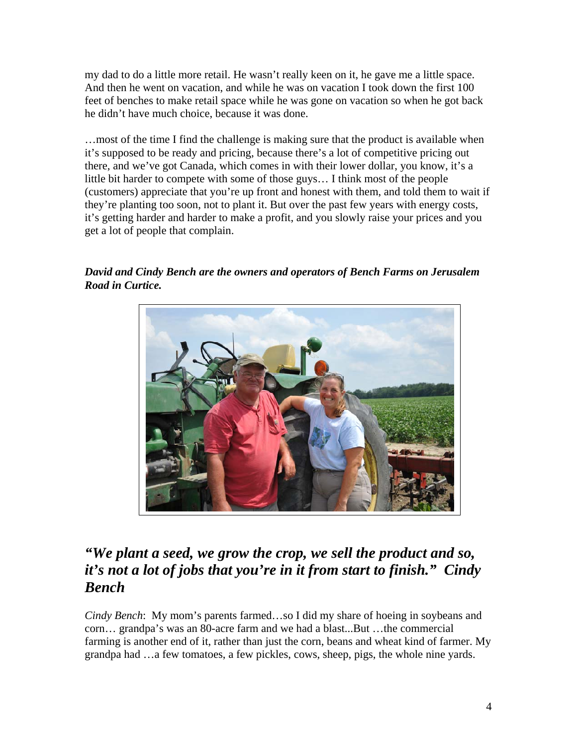my dad to do a little more retail. He wasn't really keen on it, he gave me a little space. And then he went on vacation, and while he was on vacation I took down the first 100 feet of benches to make retail space while he was gone on vacation so when he got back he didn't have much choice, because it was done.

…most of the time I find the challenge is making sure that the product is available when it's supposed to be ready and pricing, because there's a lot of competitive pricing out there, and we've got Canada, which comes in with their lower dollar, you know, it's a little bit harder to compete with some of those guys… I think most of the people (customers) appreciate that you're up front and honest with them, and told them to wait if they're planting too soon, not to plant it. But over the past few years with energy costs, it's getting harder and harder to make a profit, and you slowly raise your prices and you get a lot of people that complain.

***David and Cindy Bench are the owners and operators of Bench Farms on Jerusalem Road in Curtice.***

## *"We plant a seed, we grow the crop, we sell the product and so, it's not a lot of jobs that you're in it from start to finish." Cindy Bench*

*Cindy Bench*: My mom's parents farmed…so I did my share of hoeing in soybeans and corn… grandpa's was an 80-acre farm and we had a blast...But …the commercial farming is another end of it, rather than just the corn, beans and wheat kind of farmer. My grandpa had …a few tomatoes, a few pickles, cows, sheep, pigs, the whole nine yards.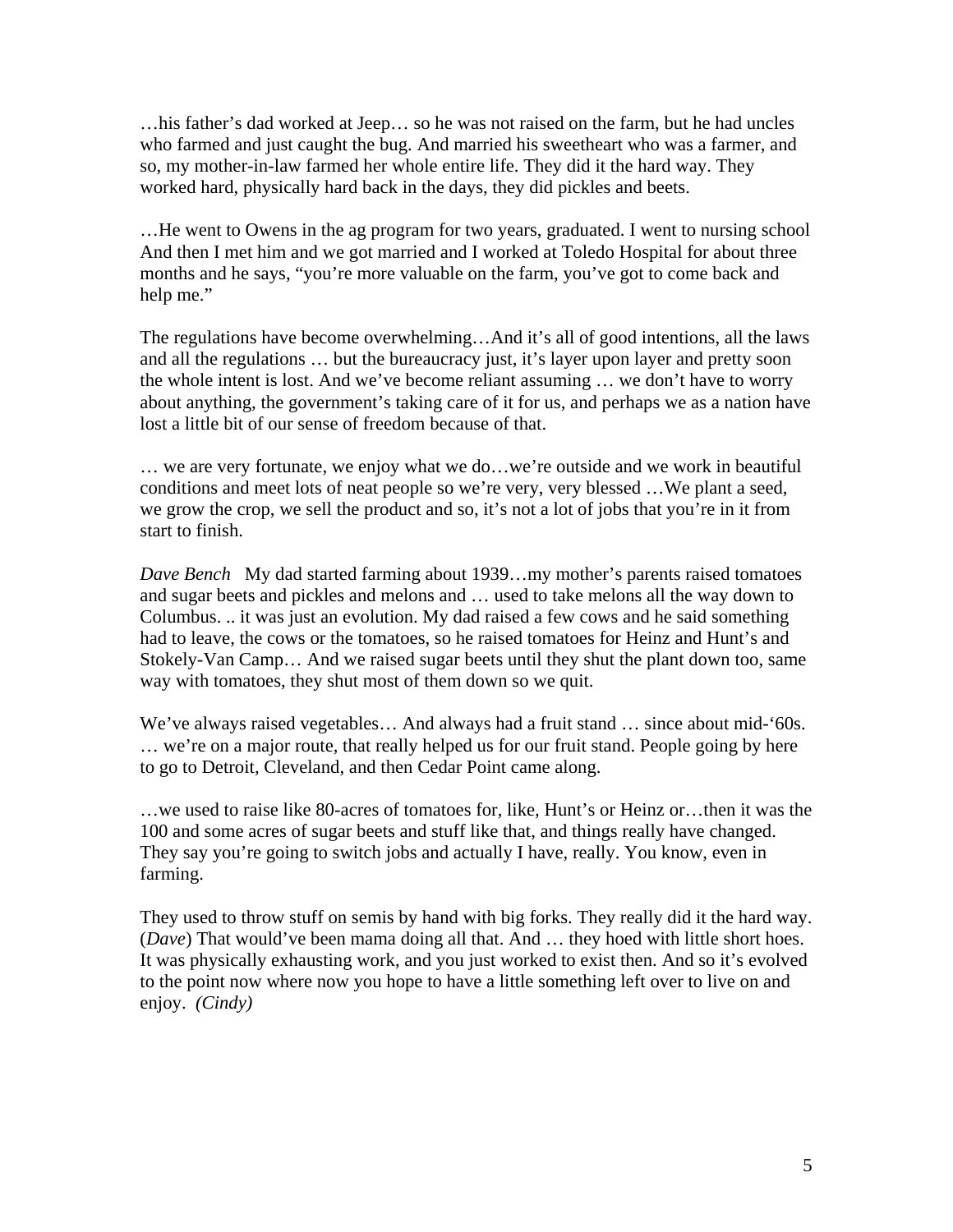…his father's dad worked at Jeep… so he was not raised on the farm, but he had uncles who farmed and just caught the bug. And married his sweetheart who was a farmer, and so, my mother-in-law farmed her whole entire life. They did it the hard way. They worked hard, physically hard back in the days, they did pickles and beets.

…He went to Owens in the ag program for two years, graduated. I went to nursing school And then I met him and we got married and I worked at Toledo Hospital for about three months and he says, "you're more valuable on the farm, you've got to come back and help me."

The regulations have become overwhelming…And it's all of good intentions, all the laws and all the regulations … but the bureaucracy just, it's layer upon layer and pretty soon the whole intent is lost. And we've become reliant assuming … we don't have to worry about anything, the government's taking care of it for us, and perhaps we as a nation have lost a little bit of our sense of freedom because of that.

… we are very fortunate, we enjoy what we do…we're outside and we work in beautiful conditions and meet lots of neat people so we're very, very blessed …We plant a seed, we grow the crop, we sell the product and so, it's not a lot of jobs that you're in it from start to finish.

*Dave Bench* My dad started farming about 1939…my mother's parents raised tomatoes and sugar beets and pickles and melons and … used to take melons all the way down to Columbus. .. it was just an evolution. My dad raised a few cows and he said something had to leave, the cows or the tomatoes, so he raised tomatoes for Heinz and Hunt's and Stokely-Van Camp… And we raised sugar beets until they shut the plant down too, same way with tomatoes, they shut most of them down so we quit.

We've always raised vegetables… And always had a fruit stand … since about mid-'60s. … we're on a major route, that really helped us for our fruit stand. People going by here to go to Detroit, Cleveland, and then Cedar Point came along.

…we used to raise like 80-acres of tomatoes for, like, Hunt's or Heinz or…then it was the 100 and some acres of sugar beets and stuff like that, and things really have changed. They say you're going to switch jobs and actually I have, really. You know, even in farming.

They used to throw stuff on semis by hand with big forks. They really did it the hard way. (*Dave*) That would've been mama doing all that. And … they hoed with little short hoes. It was physically exhausting work, and you just worked to exist then. And so it's evolved to the point now where now you hope to have a little something left over to live on and enjoy. *(Cindy)*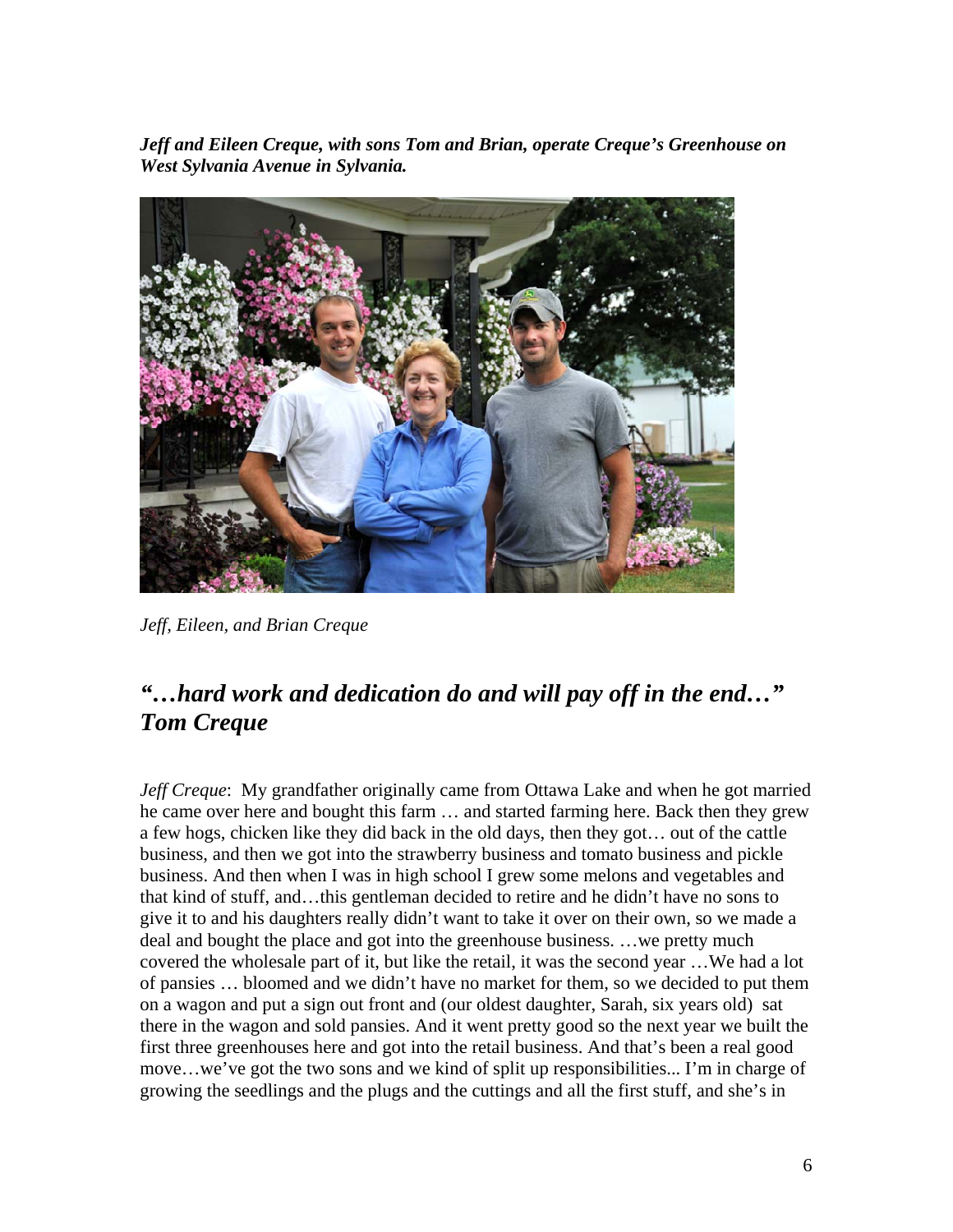***Jeff and Eileen Creque, with sons Tom and Brian, operate Creque's Greenhouse on West Sylvania Avenue in Sylvania.***

*Jeff, Eileen, and Brian Creque*

## *"…hard work and dedication do and will pay off in the end…" Tom Creque*

*Jeff Creque*: My grandfather originally came from Ottawa Lake and when he got married he came over here and bought this farm … and started farming here. Back then they grew a few hogs, chicken like they did back in the old days, then they got… out of the cattle business, and then we got into the strawberry business and tomato business and pickle business. And then when I was in high school I grew some melons and vegetables and that kind of stuff, and…this gentleman decided to retire and he didn't have no sons to give it to and his daughters really didn't want to take it over on their own, so we made a deal and bought the place and got into the greenhouse business. …we pretty much covered the wholesale part of it, but like the retail, it was the second year …We had a lot of pansies … bloomed and we didn't have no market for them, so we decided to put them on a wagon and put a sign out front and (our oldest daughter, Sarah, six years old) sat there in the wagon and sold pansies. And it went pretty good so the next year we built the first three greenhouses here and got into the retail business. And that's been a real good move…we've got the two sons and we kind of split up responsibilities... I'm in charge of growing the seedlings and the plugs and the cuttings and all the first stuff, and she's in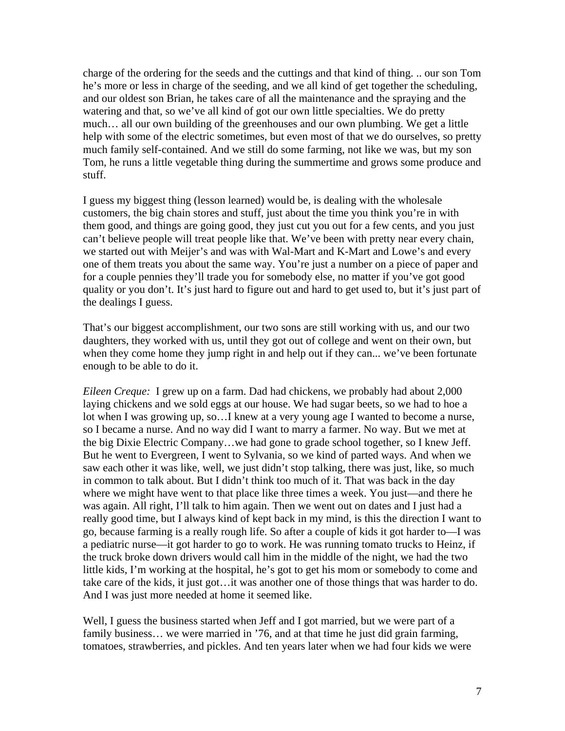charge of the ordering for the seeds and the cuttings and that kind of thing. .. our son Tom he's more or less in charge of the seeding, and we all kind of get together the scheduling, and our oldest son Brian, he takes care of all the maintenance and the spraying and the watering and that, so we've all kind of got our own little specialties. We do pretty much… all our own building of the greenhouses and our own plumbing. We get a little help with some of the electric sometimes, but even most of that we do ourselves, so pretty much family self-contained. And we still do some farming, not like we was, but my son Tom, he runs a little vegetable thing during the summertime and grows some produce and stuff.

I guess my biggest thing (lesson learned) would be, is dealing with the wholesale customers, the big chain stores and stuff, just about the time you think you're in with them good, and things are going good, they just cut you out for a few cents, and you just can't believe people will treat people like that. We've been with pretty near every chain, we started out with Meijer's and was with Wal-Mart and K-Mart and Lowe's and every one of them treats you about the same way. You're just a number on a piece of paper and for a couple pennies they'll trade you for somebody else, no matter if you've got good quality or you don't. It's just hard to figure out and hard to get used to, but it's just part of the dealings I guess.

That's our biggest accomplishment, our two sons are still working with us, and our two daughters, they worked with us, until they got out of college and went on their own, but when they come home they jump right in and help out if they can... we've been fortunate enough to be able to do it.

*Eileen Creque:* I grew up on a farm. Dad had chickens, we probably had about 2,000 laying chickens and we sold eggs at our house. We had sugar beets, so we had to hoe a lot when I was growing up, so…I knew at a very young age I wanted to become a nurse, so I became a nurse. And no way did I want to marry a farmer. No way. But we met at the big Dixie Electric Company…we had gone to grade school together, so I knew Jeff. But he went to Evergreen, I went to Sylvania, so we kind of parted ways. And when we saw each other it was like, well, we just didn't stop talking, there was just, like, so much in common to talk about. But I didn't think too much of it. That was back in the day where we might have went to that place like three times a week. You just—and there he was again. All right, I'll talk to him again. Then we went out on dates and I just had a really good time, but I always kind of kept back in my mind, is this the direction I want to go, because farming is a really rough life. So after a couple of kids it got harder to—I was a pediatric nurse—it got harder to go to work. He was running tomato trucks to Heinz, if the truck broke down drivers would call him in the middle of the night, we had the two little kids, I'm working at the hospital, he's got to get his mom or somebody to come and take care of the kids, it just got…it was another one of those things that was harder to do. And I was just more needed at home it seemed like.

Well, I guess the business started when Jeff and I got married, but we were part of a family business… we were married in '76, and at that time he just did grain farming, tomatoes, strawberries, and pickles. And ten years later when we had four kids we were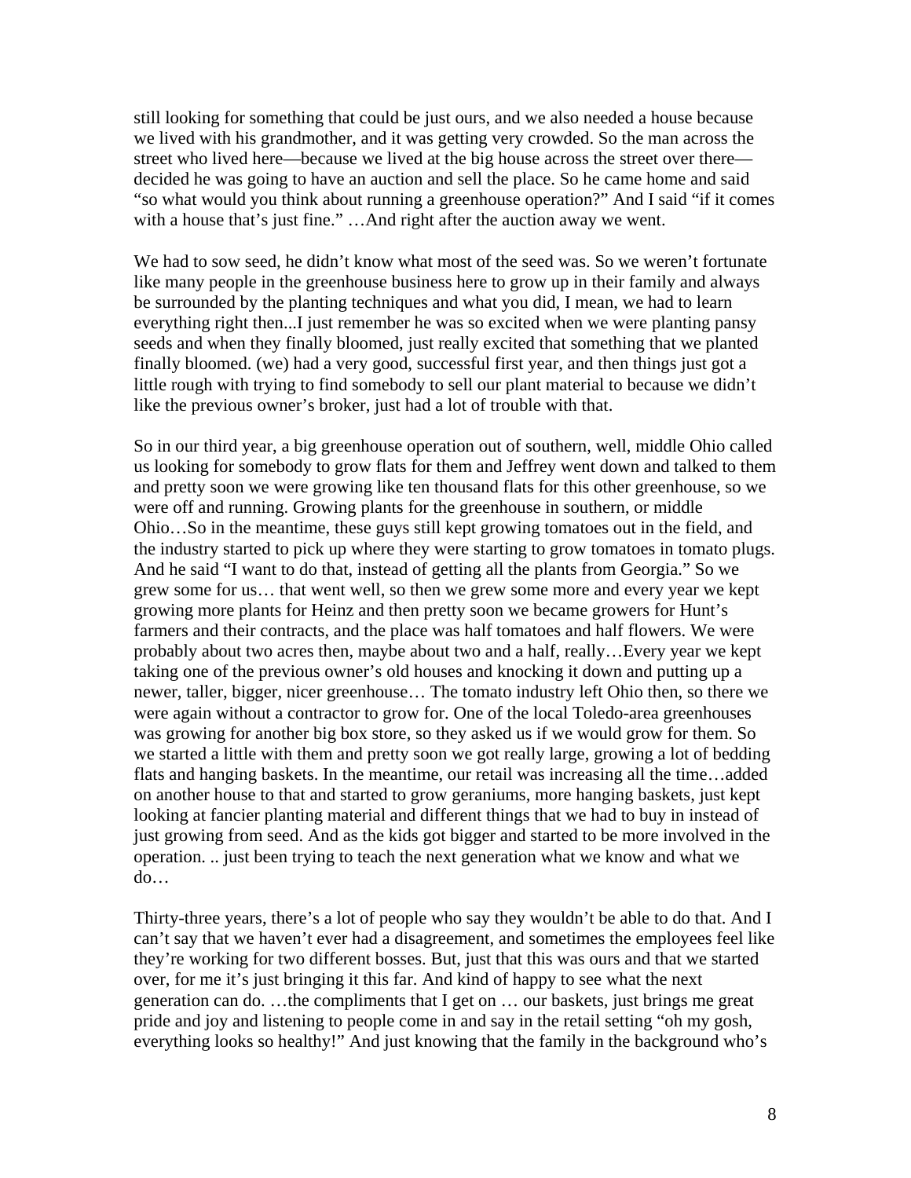still looking for something that could be just ours, and we also needed a house because we lived with his grandmother, and it was getting very crowded. So the man across the street who lived here—because we lived at the big house across the street over there—decided he was going to have an auction and sell the place. So he came home and said "so what would you think about running a greenhouse operation?" And I said "if it comes with a house that's just fine." …And right after the auction away we went.

We had to sow seed, he didn't know what most of the seed was. So we weren't fortunate like many people in the greenhouse business here to grow up in their family and always be surrounded by the planting techniques and what you did, I mean, we had to learn everything right then...I just remember he was so excited when we were planting pansy seeds and when they finally bloomed, just really excited that something that we planted finally bloomed. (we) had a very good, successful first year, and then things just got a little rough with trying to find somebody to sell our plant material to because we didn't like the previous owner's broker, just had a lot of trouble with that.

So in our third year, a big greenhouse operation out of southern, well, middle Ohio called us looking for somebody to grow flats for them and Jeffrey went down and talked to them and pretty soon we were growing like ten thousand flats for this other greenhouse, so we were off and running. Growing plants for the greenhouse in southern, or middle Ohio…So in the meantime, these guys still kept growing tomatoes out in the field, and the industry started to pick up where they were starting to grow tomatoes in tomato plugs. And he said "I want to do that, instead of getting all the plants from Georgia." So we grew some for us… that went well, so then we grew some more and every year we kept growing more plants for Heinz and then pretty soon we became growers for Hunt's farmers and their contracts, and the place was half tomatoes and half flowers. We were probably about two acres then, maybe about two and a half, really…Every year we kept taking one of the previous owner's old houses and knocking it down and putting up a newer, taller, bigger, nicer greenhouse… The tomato industry left Ohio then, so there we were again without a contractor to grow for. One of the local Toledo-area greenhouses was growing for another big box store, so they asked us if we would grow for them. So we started a little with them and pretty soon we got really large, growing a lot of bedding flats and hanging baskets. In the meantime, our retail was increasing all the time…added on another house to that and started to grow geraniums, more hanging baskets, just kept looking at fancier planting material and different things that we had to buy in instead of just growing from seed. And as the kids got bigger and started to be more involved in the operation. .. just been trying to teach the next generation what we know and what we do…

Thirty-three years, there's a lot of people who say they wouldn't be able to do that. And I can't say that we haven't ever had a disagreement, and sometimes the employees feel like they're working for two different bosses. But, just that this was ours and that we started over, for me it's just bringing it this far. And kind of happy to see what the next generation can do. …the compliments that I get on … our baskets, just brings me great pride and joy and listening to people come in and say in the retail setting "oh my gosh, everything looks so healthy!" And just knowing that the family in the background who's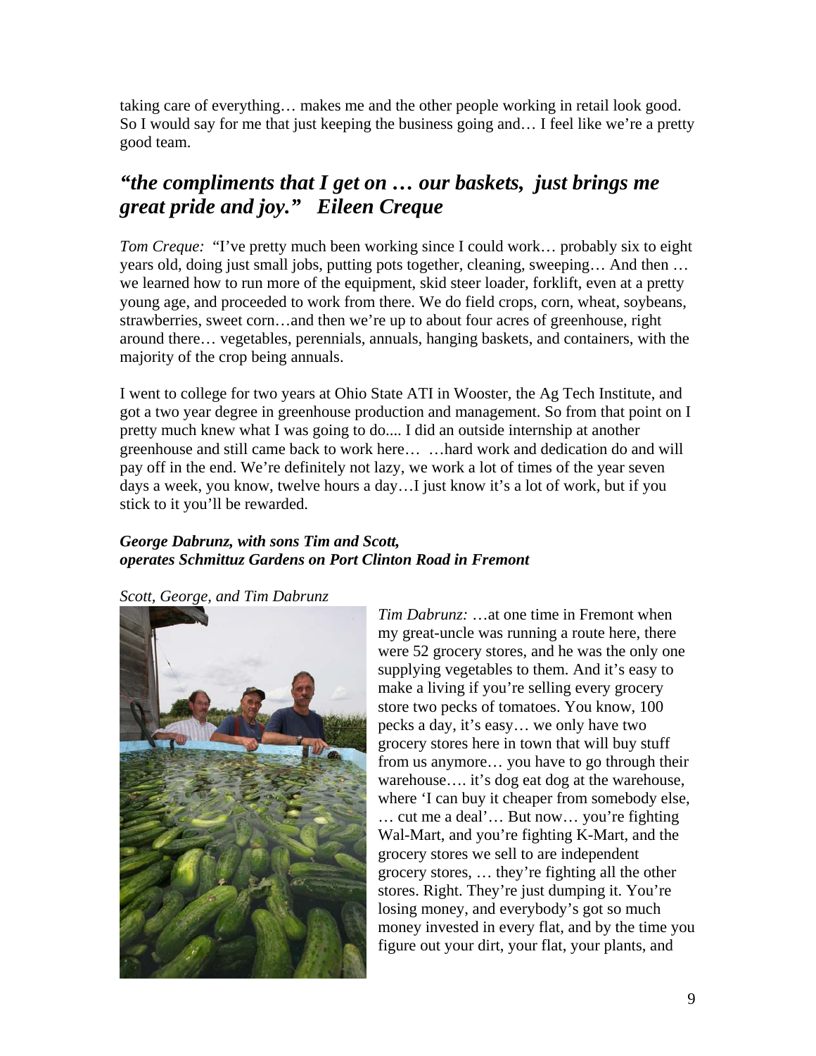taking care of everything… makes me and the other people working in retail look good. So I would say for me that just keeping the business going and… I feel like we're a pretty good team.

## *"the compliments that I get on … our baskets, just brings me great pride and joy." Eileen Creque*

*Tom Creque:* "I've pretty much been working since I could work… probably six to eight years old, doing just small jobs, putting pots together, cleaning, sweeping… And then … we learned how to run more of the equipment, skid steer loader, forklift, even at a pretty young age, and proceeded to work from there. We do field crops, corn, wheat, soybeans, strawberries, sweet corn…and then we're up to about four acres of greenhouse, right around there… vegetables, perennials, annuals, hanging baskets, and containers, with the majority of the crop being annuals.

I went to college for two years at Ohio State ATI in Wooster, the Ag Tech Institute, and got a two year degree in greenhouse production and management. So from that point on I pretty much knew what I was going to do.... I did an outside internship at another greenhouse and still came back to work here… …hard work and dedication do and will pay off in the end. We're definitely not lazy, we work a lot of times of the year seven days a week, you know, twelve hours a day…I just know it's a lot of work, but if you stick to it you'll be rewarded.

***George Dabrunz, with sons Tim and Scott, operates Schmittuz Gardens on Port Clinton Road in Fremont***

*Scott, George, and Tim Dabrunz*

*Tim Dabrunz:* …at one time in Fremont when my great-uncle was running a route here, there were 52 grocery stores, and he was the only one supplying vegetables to them. And it's easy to make a living if you're selling every grocery store two pecks of tomatoes. You know, 100 pecks a day, it's easy… we only have two grocery stores here in town that will buy stuff from us anymore… you have to go through their warehouse…. it's dog eat dog at the warehouse, where 'I can buy it cheaper from somebody else, … cut me a deal'… But now… you're fighting Wal-Mart, and you're fighting K-Mart, and the grocery stores we sell to are independent grocery stores, … they're fighting all the other stores. Right. They're just dumping it. You're losing money, and everybody's got so much money invested in every flat, and by the time you figure out your dirt, your flat, your plants, and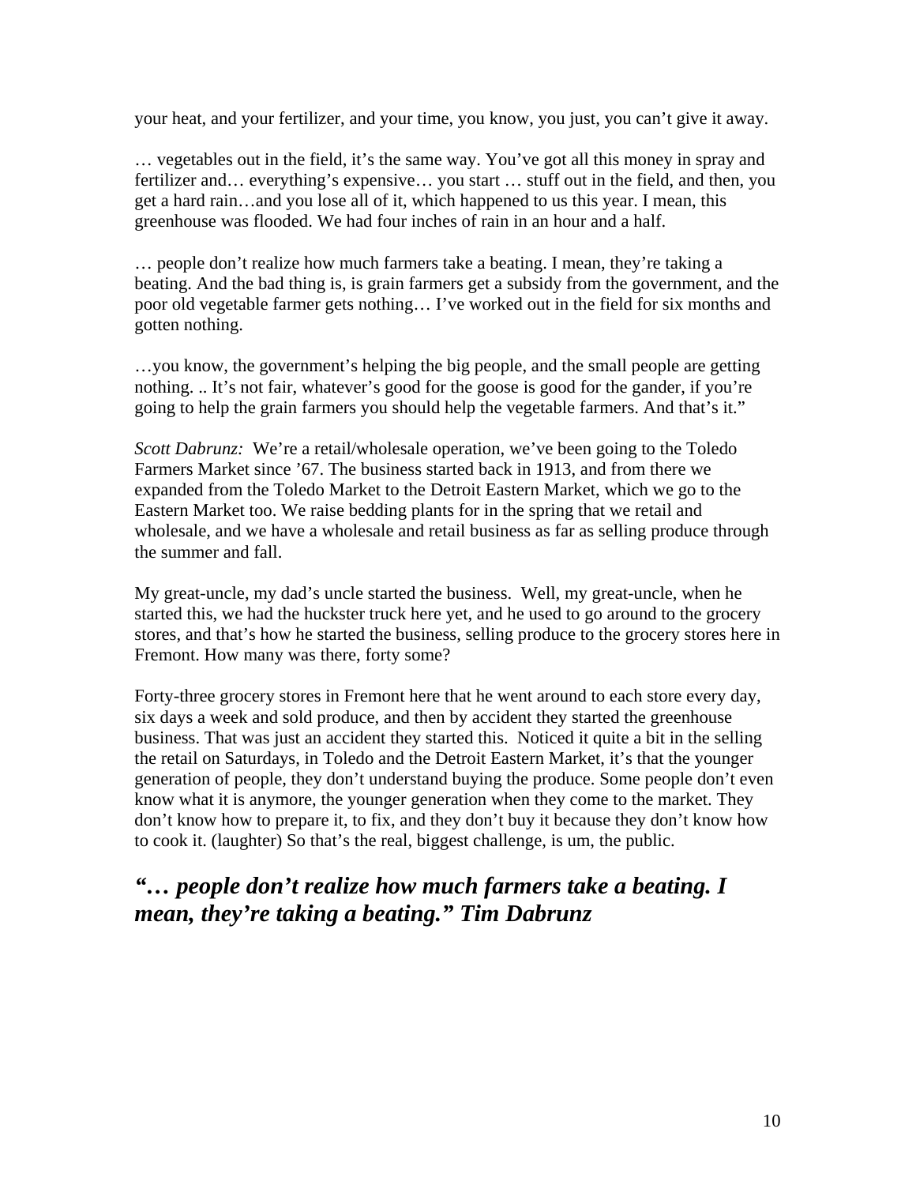your heat, and your fertilizer, and your time, you know, you just, you can't give it away.

… vegetables out in the field, it's the same way. You've got all this money in spray and fertilizer and… everything's expensive… you start … stuff out in the field, and then, you get a hard rain…and you lose all of it, which happened to us this year. I mean, this greenhouse was flooded. We had four inches of rain in an hour and a half.

… people don't realize how much farmers take a beating. I mean, they're taking a beating. And the bad thing is, is grain farmers get a subsidy from the government, and the poor old vegetable farmer gets nothing… I've worked out in the field for six months and gotten nothing.

…you know, the government's helping the big people, and the small people are getting nothing. .. It's not fair, whatever's good for the goose is good for the gander, if you're going to help the grain farmers you should help the vegetable farmers. And that's it."

*Scott Dabrunz:* We're a retail/wholesale operation, we've been going to the Toledo Farmers Market since '67. The business started back in 1913, and from there we expanded from the Toledo Market to the Detroit Eastern Market, which we go to the Eastern Market too. We raise bedding plants for in the spring that we retail and wholesale, and we have a wholesale and retail business as far as selling produce through the summer and fall.

My great-uncle, my dad's uncle started the business. Well, my great-uncle, when he started this, we had the huckster truck here yet, and he used to go around to the grocery stores, and that's how he started the business, selling produce to the grocery stores here in Fremont. How many was there, forty some?

Forty-three grocery stores in Fremont here that he went around to each store every day, six days a week and sold produce, and then by accident they started the greenhouse business. That was just an accident they started this. Noticed it quite a bit in the selling the retail on Saturdays, in Toledo and the Detroit Eastern Market, it's that the younger generation of people, they don't understand buying the produce. Some people don't even know what it is anymore, the younger generation when they come to the market. They don't know how to prepare it, to fix, and they don't buy it because they don't know how to cook it. (laughter) So that's the real, biggest challenge, is um, the public.

## *"… people don't realize how much farmers take a beating. I mean, they're taking a beating." Tim Dabrunz*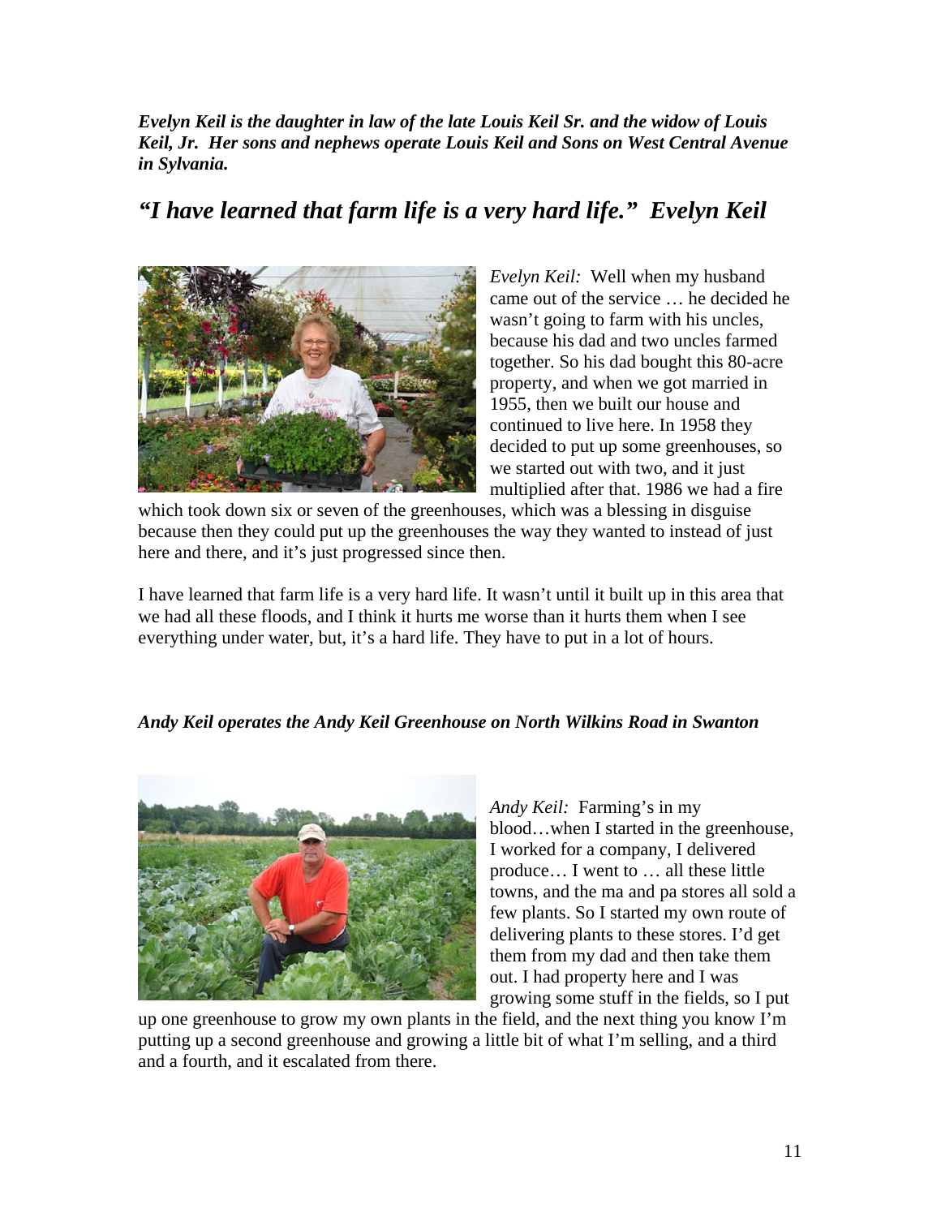***Evelyn Keil is the daughter in law of the late Louis Keil Sr. and the widow of Louis Keil, Jr. Her sons and nephews operate Louis Keil and Sons on West Central Avenue in Sylvania.***

## *"I have learned that farm life is a very hard life." Evelyn Keil*

*Evelyn Keil:* Well when my husband came out of the service … he decided he wasn't going to farm with his uncles, because his dad and two uncles farmed together. So his dad bought this 80-acre property, and when we got married in 1955, then we built our house and continued to live here. In 1958 they decided to put up some greenhouses, so we started out with two, and it just multiplied after that. 1986 we had a fire which took down six or seven of the greenhouses, which was a blessing in disguise because then they could put up the greenhouses the way they wanted to instead of just here and there, and it's just progressed since then.

I have learned that farm life is a very hard life. It wasn't until it built up in this area that we had all these floods, and I think it hurts me worse than it hurts them when I see everything under water, but, it's a hard life. They have to put in a lot of hours.

***Andy Keil operates the Andy Keil Greenhouse on North Wilkins Road in Swanton***

*Andy Keil:* Farming's in my blood…when I started in the greenhouse, I worked for a company, I delivered produce… I went to … all these little towns, and the ma and pa stores all sold a few plants. So I started my own route of delivering plants to these stores. I'd get them from my dad and then take them out. I had property here and I was growing some stuff in the fields, so I put up one greenhouse to grow my own plants in the field, and the next thing you know I'm putting up a second greenhouse and growing a little bit of what I'm selling, and a third and a fourth, and it escalated from there.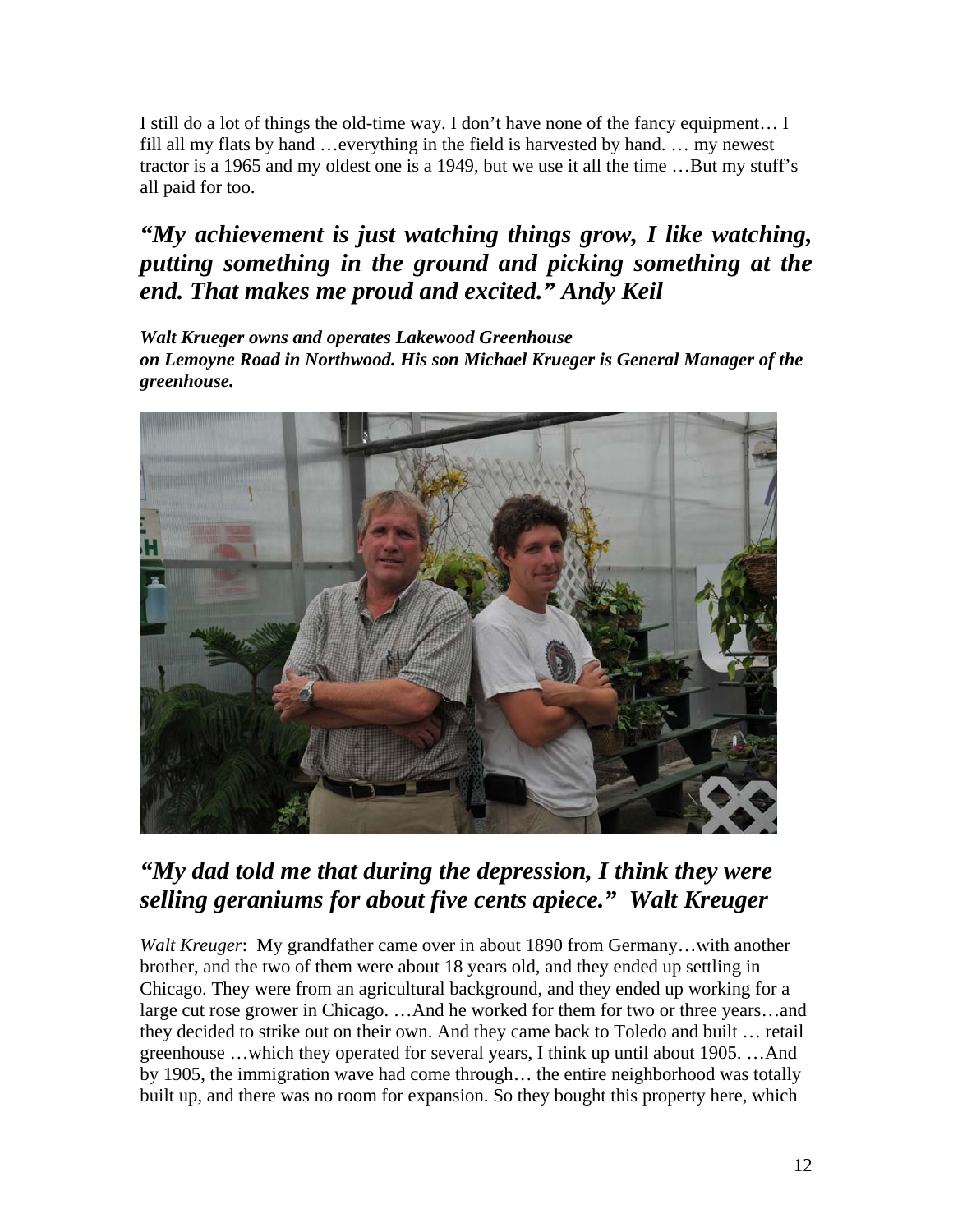I still do a lot of things the old-time way. I don't have none of the fancy equipment… I fill all my flats by hand …everything in the field is harvested by hand. … my newest tractor is a 1965 and my oldest one is a 1949, but we use it all the time …But my stuff's all paid for too.

## *"My achievement is just watching things grow, I like watching, putting something in the ground and picking something at the end. That makes me proud and excited." Andy Keil*

***Walt Krueger owns and operates Lakewood Greenhouse on Lemoyne Road in Northwood. His son Michael Krueger is General Manager of the greenhouse.***

## *"My dad told me that during the depression, I think they were selling geraniums for about five cents apiece." Walt Kreuger*

*Walt Kreuger*: My grandfather came over in about 1890 from Germany…with another brother, and the two of them were about 18 years old, and they ended up settling in Chicago. They were from an agricultural background, and they ended up working for a large cut rose grower in Chicago. …And he worked for them for two or three years…and they decided to strike out on their own. And they came back to Toledo and built … retail greenhouse …which they operated for several years, I think up until about 1905. …And by 1905, the immigration wave had come through… the entire neighborhood was totally built up, and there was no room for expansion. So they bought this property here, which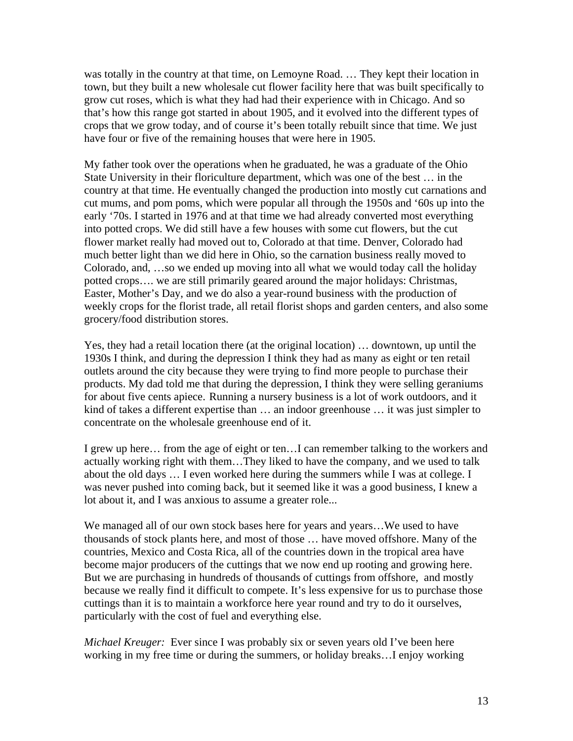was totally in the country at that time, on Lemoyne Road. … They kept their location in town, but they built a new wholesale cut flower facility here that was built specifically to grow cut roses, which is what they had had their experience with in Chicago. And so that's how this range got started in about 1905, and it evolved into the different types of crops that we grow today, and of course it's been totally rebuilt since that time. We just have four or five of the remaining houses that were here in 1905.

My father took over the operations when he graduated, he was a graduate of the Ohio State University in their floriculture department, which was one of the best … in the country at that time. He eventually changed the production into mostly cut carnations and cut mums, and pom poms, which were popular all through the 1950s and '60s up into the early '70s. I started in 1976 and at that time we had already converted most everything into potted crops. We did still have a few houses with some cut flowers, but the cut flower market really had moved out to, Colorado at that time. Denver, Colorado had much better light than we did here in Ohio, so the carnation business really moved to Colorado, and, …so we ended up moving into all what we would today call the holiday potted crops…. we are still primarily geared around the major holidays: Christmas, Easter, Mother's Day, and we do also a year-round business with the production of weekly crops for the florist trade, all retail florist shops and garden centers, and also some grocery/food distribution stores.

Yes, they had a retail location there (at the original location) … downtown, up until the 1930s I think, and during the depression I think they had as many as eight or ten retail outlets around the city because they were trying to find more people to purchase their products. My dad told me that during the depression, I think they were selling geraniums for about five cents apiece. Running a nursery business is a lot of work outdoors, and it kind of takes a different expertise than … an indoor greenhouse … it was just simpler to concentrate on the wholesale greenhouse end of it.

I grew up here… from the age of eight or ten…I can remember talking to the workers and actually working right with them…They liked to have the company, and we used to talk about the old days … I even worked here during the summers while I was at college. I was never pushed into coming back, but it seemed like it was a good business, I knew a lot about it, and I was anxious to assume a greater role...

We managed all of our own stock bases here for years and years…We used to have thousands of stock plants here, and most of those … have moved offshore. Many of the countries, Mexico and Costa Rica, all of the countries down in the tropical area have become major producers of the cuttings that we now end up rooting and growing here. But we are purchasing in hundreds of thousands of cuttings from offshore, and mostly because we really find it difficult to compete. It's less expensive for us to purchase those cuttings than it is to maintain a workforce here year round and try to do it ourselves, particularly with the cost of fuel and everything else.

*Michael Kreuger:* Ever since I was probably six or seven years old I've been here working in my free time or during the summers, or holiday breaks…I enjoy working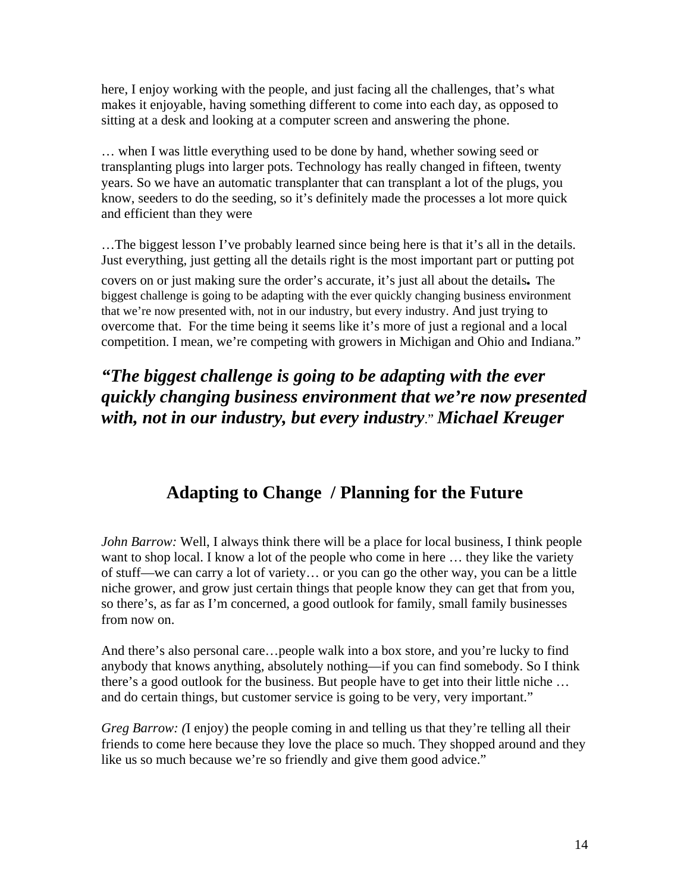here, I enjoy working with the people, and just facing all the challenges, that's what makes it enjoyable, having something different to come into each day, as opposed to sitting at a desk and looking at a computer screen and answering the phone.

… when I was little everything used to be done by hand, whether sowing seed or transplanting plugs into larger pots. Technology has really changed in fifteen, twenty years. So we have an automatic transplanter that can transplant a lot of the plugs, you know, seeders to do the seeding, so it's definitely made the processes a lot more quick and efficient than they were

…The biggest lesson I've probably learned since being here is that it's all in the details. Just everything, just getting all the details right is the most important part or putting pot covers on or just making sure the order's accurate, it's just all about the details**.** The biggest challenge is going to be adapting with the ever quickly changing business environment that we're now presented with, not in our industry, but every industry. And just trying to overcome that. For the time being it seems like it's more of just a regional and a local competition. I mean, we're competing with growers in Michigan and Ohio and Indiana."

***"The biggest challenge is going to be adapting with the ever quickly changing business environment that we're now presented with, not in our industry, but every industry*." *Michael Kreuger***

## Adapting to Change / Planning for the Future

*John Barrow:* Well, I always think there will be a place for local business, I think people want to shop local. I know a lot of the people who come in here … they like the variety of stuff—we can carry a lot of variety… or you can go the other way, you can be a little niche grower, and grow just certain things that people know they can get that from you, so there's, as far as I'm concerned, a good outlook for family, small family businesses from now on.

And there's also personal care…people walk into a box store, and you're lucky to find anybody that knows anything, absolutely nothing—if you can find somebody. So I think there's a good outlook for the business. But people have to get into their little niche … and do certain things, but customer service is going to be very, very important."

*Greg Barrow: (*I enjoy) the people coming in and telling us that they're telling all their friends to come here because they love the place so much. They shopped around and they like us so much because we're so friendly and give them good advice."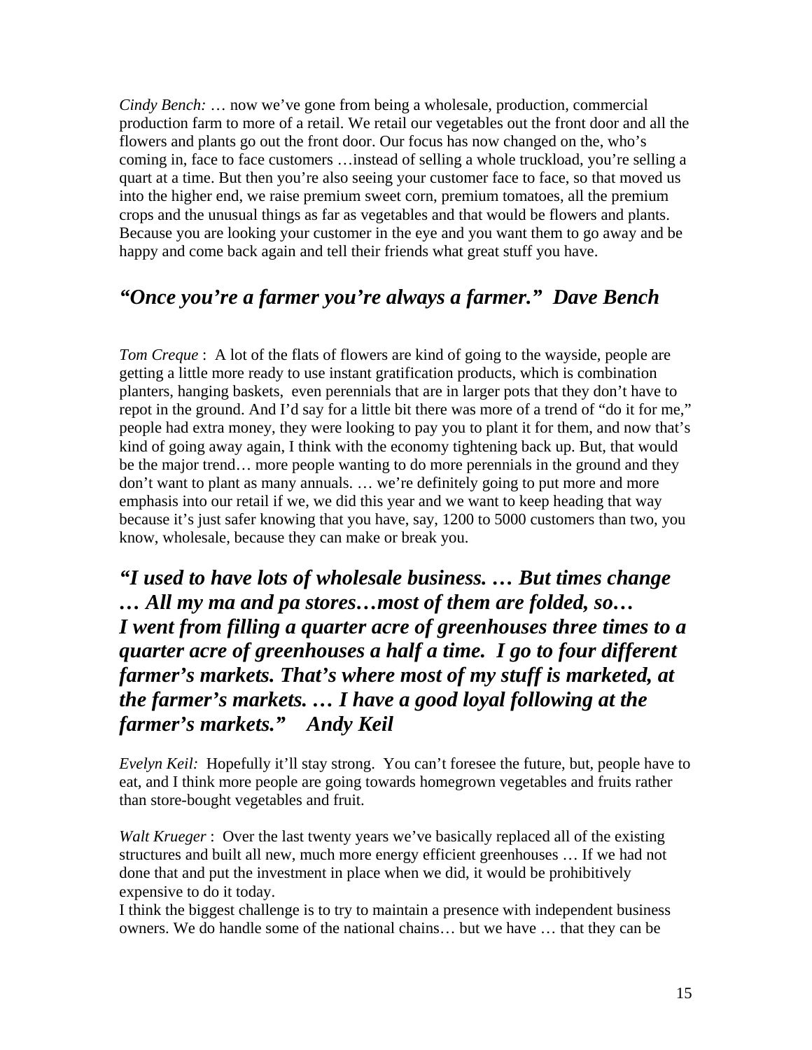*Cindy Bench:* … now we've gone from being a wholesale, production, commercial production farm to more of a retail. We retail our vegetables out the front door and all the flowers and plants go out the front door. Our focus has now changed on the, who's coming in, face to face customers …instead of selling a whole truckload, you're selling a quart at a time. But then you're also seeing your customer face to face, so that moved us into the higher end, we raise premium sweet corn, premium tomatoes, all the premium crops and the unusual things as far as vegetables and that would be flowers and plants. Because you are looking your customer in the eye and you want them to go away and be happy and come back again and tell their friends what great stuff you have.

## *"Once you're a farmer you're always a farmer." Dave Bench*

*Tom Creque* : A lot of the flats of flowers are kind of going to the wayside, people are getting a little more ready to use instant gratification products, which is combination planters, hanging baskets, even perennials that are in larger pots that they don't have to repot in the ground. And I'd say for a little bit there was more of a trend of "do it for me," people had extra money, they were looking to pay you to plant it for them, and now that's kind of going away again, I think with the economy tightening back up. But, that would be the major trend… more people wanting to do more perennials in the ground and they don't want to plant as many annuals. … we're definitely going to put more and more emphasis into our retail if we, we did this year and we want to keep heading that way because it's just safer knowing that you have, say, 1200 to 5000 customers than two, you know, wholesale, because they can make or break you.

## *"I used to have lots of wholesale business. … But times change … All my ma and pa stores…most of them are folded, so… I went from filling a quarter acre of greenhouses three times to a quarter acre of greenhouses a half a time. I go to four different farmer's markets. That's where most of my stuff is marketed, at the farmer's markets. … I have a good loyal following at the farmer's markets." Andy Keil*

*Evelyn Keil:* Hopefully it'll stay strong. You can't foresee the future, but, people have to eat, and I think more people are going towards homegrown vegetables and fruits rather than store-bought vegetables and fruit.

*Walt Krueger* : Over the last twenty years we've basically replaced all of the existing structures and built all new, much more energy efficient greenhouses … If we had not done that and put the investment in place when we did, it would be prohibitively expensive to do it today.

I think the biggest challenge is to try to maintain a presence with independent business owners. We do handle some of the national chains… but we have … that they can be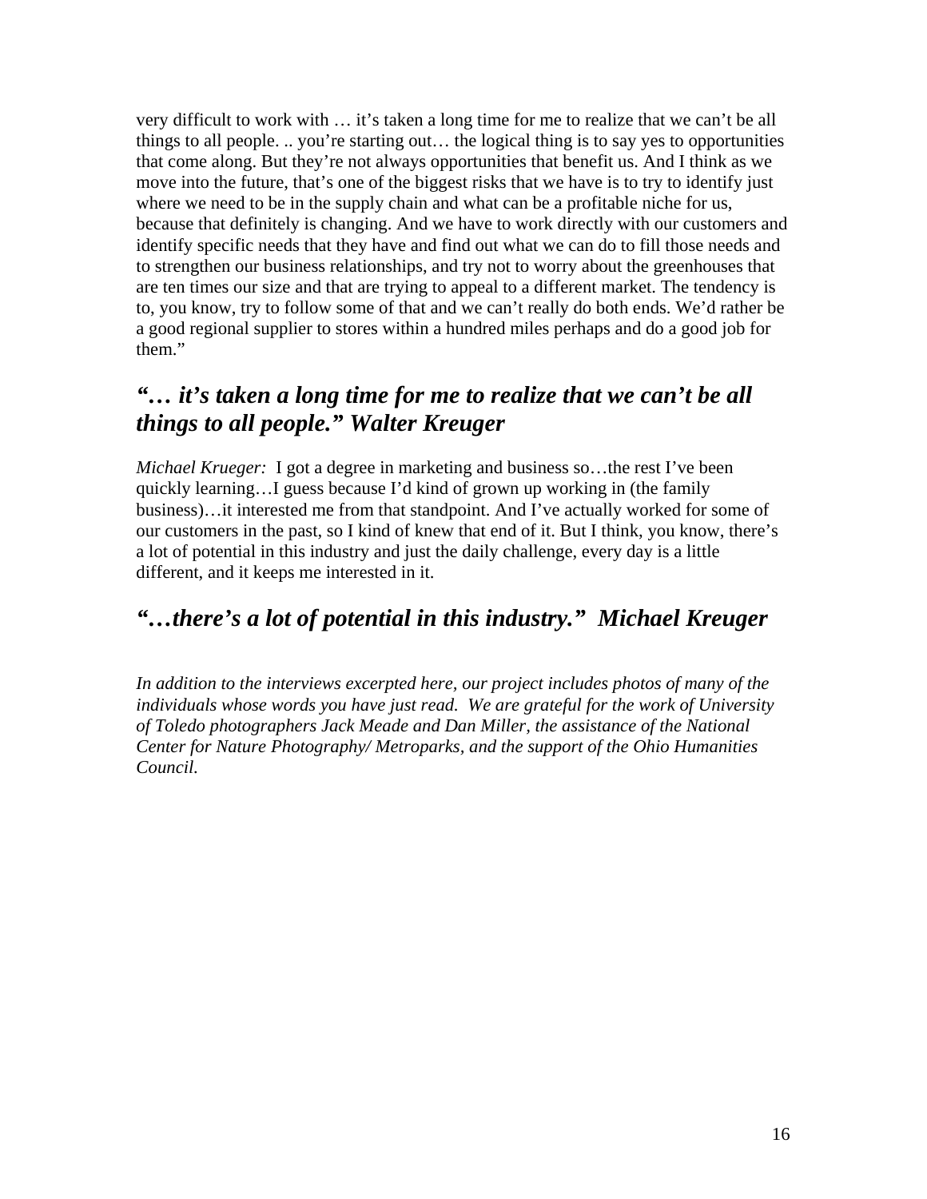very difficult to work with … it's taken a long time for me to realize that we can't be all things to all people. .. you're starting out… the logical thing is to say yes to opportunities that come along. But they're not always opportunities that benefit us. And I think as we move into the future, that's one of the biggest risks that we have is to try to identify just where we need to be in the supply chain and what can be a profitable niche for us, because that definitely is changing. And we have to work directly with our customers and identify specific needs that they have and find out what we can do to fill those needs and to strengthen our business relationships, and try not to worry about the greenhouses that are ten times our size and that are trying to appeal to a different market. The tendency is to, you know, try to follow some of that and we can't really do both ends. We'd rather be a good regional supplier to stores within a hundred miles perhaps and do a good job for them."

## *"… it's taken a long time for me to realize that we can't be all things to all people." Walter Kreuger*

*Michael Krueger:* I got a degree in marketing and business so…the rest I've been quickly learning…I guess because I'd kind of grown up working in (the family business)…it interested me from that standpoint. And I've actually worked for some of our customers in the past, so I kind of knew that end of it. But I think, you know, there's a lot of potential in this industry and just the daily challenge, every day is a little different, and it keeps me interested in it.

## *"…there's a lot of potential in this industry." Michael Kreuger*

*In addition to the interviews excerpted here, our project includes photos of many of the individuals whose words you have just read. We are grateful for the work of University of Toledo photographers Jack Meade and Dan Miller, the assistance of the National Center for Nature Photography/ Metroparks, and the support of the Ohio Humanities Council.*